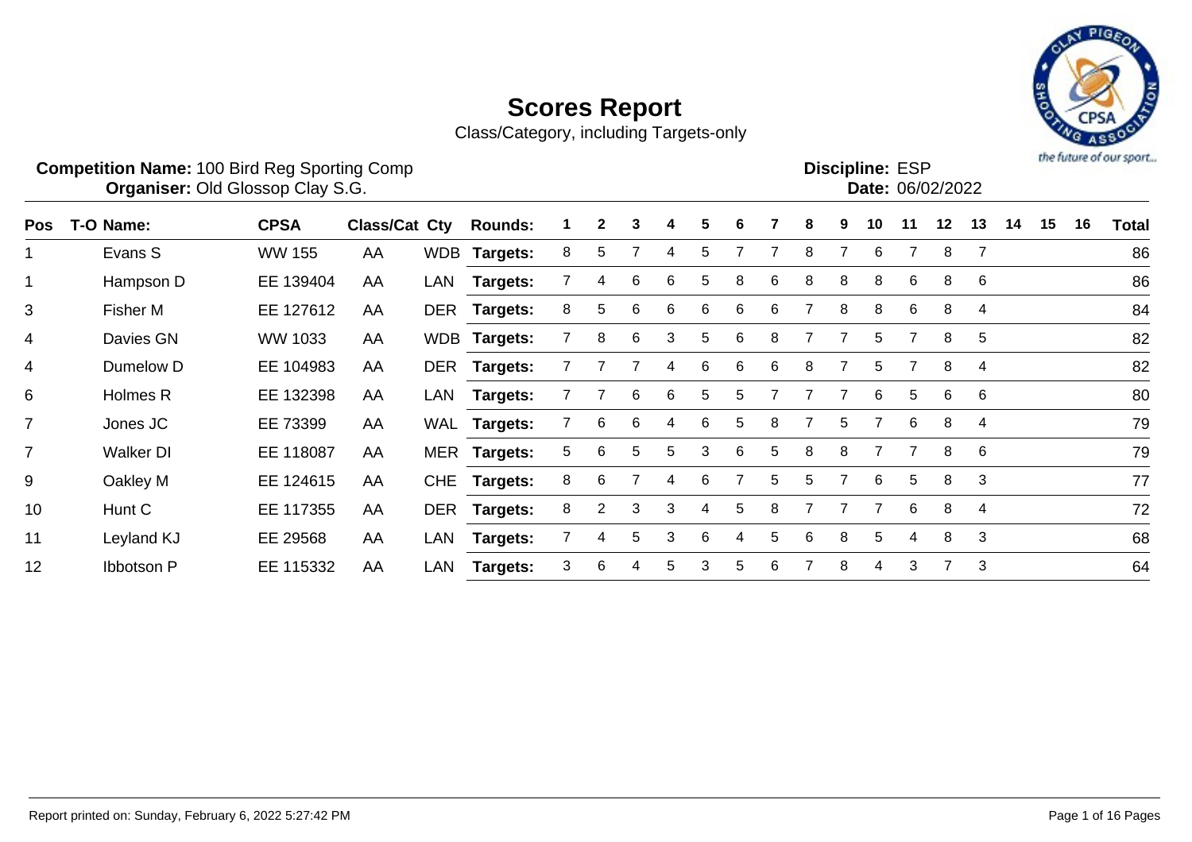# Scores Report

Class/Category, including Targets-only

**Competition Name:** 100 Bird Reg Sporting Comp
**Organiser:** Old Glossop Clay S.G.

**Discipline:** ESP
**Date:** 06/02/2022

| Pos | T-O | Name: | CPSA | Class/Cat | Cty | Rounds: | 1 | 2 | 3 | 4 | 5 | 6 | 7 | 8 | 9 | 10 | 11 | 12 | 13 | 14 | 15 | 16 | Total |
|---|---|---|---|---|---|---|---|---|---|---|---|---|---|---|---|---|---|---|---|---|---|---|---|
| 1 | | Evans S | WW 155 | AA | WDB | **Targets:** | 8 | 5 | 7 | 4 | 5 | 7 | 7 | 8 | 7 | 6 | 7 | 8 | 7 | | | | 86 |
| 1 | | Hampson D | EE 139404 | AA | LAN | **Targets:** | 7 | 4 | 6 | 6 | 5 | 8 | 6 | 8 | 8 | 8 | 6 | 8 | 6 | | | | 86 |
| 3 | | Fisher M | EE 127612 | AA | DER | **Targets:** | 8 | 5 | 6 | 6 | 6 | 6 | 6 | 7 | 8 | 8 | 6 | 8 | 4 | | | | 84 |
| 4 | | Davies GN | WW 1033 | AA | WDB | **Targets:** | 7 | 8 | 6 | 3 | 5 | 6 | 8 | 7 | 7 | 5 | 7 | 8 | 5 | | | | 82 |
| 4 | | Dumelow D | EE 104983 | AA | DER | **Targets:** | 7 | 7 | 7 | 4 | 6 | 6 | 6 | 8 | 7 | 5 | 7 | 8 | 4 | | | | 82 |
| 6 | | Holmes R | EE 132398 | AA | LAN | **Targets:** | 7 | 7 | 6 | 6 | 5 | 5 | 7 | 7 | 7 | 6 | 5 | 6 | 6 | | | | 80 |
| 7 | | Jones JC | EE 73399 | AA | WAL | **Targets:** | 7 | 6 | 6 | 4 | 6 | 5 | 8 | 7 | 5 | 7 | 6 | 8 | 4 | | | | 79 |
| 7 | | Walker DI | EE 118087 | AA | MER | **Targets:** | 5 | 6 | 5 | 5 | 3 | 6 | 5 | 8 | 8 | 7 | 7 | 8 | 6 | | | | 79 |
| 9 | | Oakley M | EE 124615 | AA | CHE | **Targets:** | 8 | 6 | 7 | 4 | 6 | 7 | 5 | 5 | 7 | 6 | 5 | 8 | 3 | | | | 77 |
| 10 | | Hunt C | EE 117355 | AA | DER | **Targets:** | 8 | 2 | 3 | 3 | 4 | 5 | 8 | 7 | 7 | 7 | 6 | 8 | 4 | | | | 72 |
| 11 | | Leyland KJ | EE 29568 | AA | LAN | **Targets:** | 7 | 4 | 5 | 3 | 6 | 4 | 5 | 6 | 8 | 5 | 4 | 8 | 3 | | | | 68 |
| 12 | | Ibbotson P | EE 115332 | AA | LAN | **Targets:** | 3 | 6 | 4 | 5 | 3 | 5 | 6 | 7 | 8 | 4 | 3 | 7 | 3 | | | | 64 |

Report printed on: Sunday, February 6, 2022 5:27:42 PM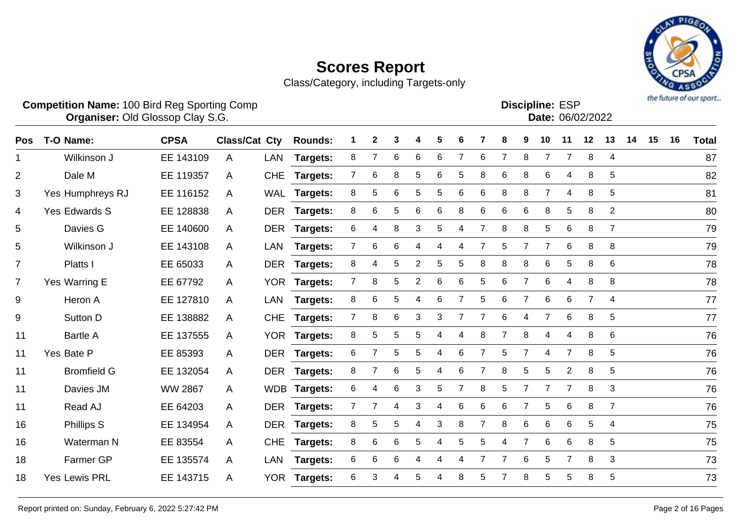# Scores Report

Class/Category, including Targets-only

**Competition Name:** 100 Bird Reg Sporting Comp
**Organiser:** Old Glossop Clay S.G.

**Discipline:** ESP
**Date:** 06/02/2022

| Pos | T-O | Name: | CPSA | Class/Cat | Cty | Rounds: | 1 | 2 | 3 | 4 | 5 | 6 | 7 | 8 | 9 | 10 | 11 | 12 | 13 | 14 | 15 | 16 | Total |
|---|---|---|---|---|---|---|---|---|---|---|---|---|---|---|---|---|---|---|---|---|---|---|---|
| 1 | | Wilkinson J | EE 143109 | A | LAN | Targets: | 8 | 7 | 6 | 6 | 6 | 7 | 6 | 7 | 8 | 7 | 7 | 8 | 4 | | | | 87 |
| 2 | | Dale M | EE 119357 | A | CHE | Targets: | 7 | 6 | 8 | 5 | 6 | 5 | 8 | 6 | 8 | 6 | 4 | 8 | 5 | | | | 82 |
| 3 | Yes | Humphreys RJ | EE 116152 | A | WAL | Targets: | 8 | 5 | 6 | 5 | 5 | 6 | 6 | 8 | 8 | 7 | 4 | 8 | 5 | | | | 81 |
| 4 | Yes | Edwards S | EE 128838 | A | DER | Targets: | 8 | 6 | 5 | 6 | 6 | 8 | 6 | 6 | 6 | 8 | 5 | 8 | 2 | | | | 80 |
| 5 | | Davies G | EE 140600 | A | DER | Targets: | 6 | 4 | 8 | 3 | 5 | 4 | 7 | 8 | 8 | 5 | 6 | 8 | 7 | | | | 79 |
| 5 | | Wilkinson J | EE 143108 | A | LAN | Targets: | 7 | 6 | 6 | 4 | 4 | 4 | 7 | 5 | 7 | 7 | 6 | 8 | 8 | | | | 79 |
| 7 | | Platts I | EE 65033 | A | DER | Targets: | 8 | 4 | 5 | 2 | 5 | 5 | 8 | 8 | 8 | 6 | 5 | 8 | 6 | | | | 78 |
| 7 | Yes | Warring E | EE 67792 | A | YOR | Targets: | 7 | 8 | 5 | 2 | 6 | 6 | 5 | 6 | 7 | 6 | 4 | 8 | 8 | | | | 78 |
| 9 | | Heron A | EE 127810 | A | LAN | Targets: | 8 | 6 | 5 | 4 | 6 | 7 | 5 | 6 | 7 | 6 | 6 | 7 | 4 | | | | 77 |
| 9 | | Sutton D | EE 138882 | A | CHE | Targets: | 7 | 8 | 6 | 3 | 3 | 7 | 7 | 6 | 4 | 7 | 6 | 8 | 5 | | | | 77 |
| 11 | | Bartle A | EE 137555 | A | YOR | Targets: | 8 | 5 | 5 | 5 | 4 | 4 | 8 | 7 | 8 | 4 | 4 | 8 | 6 | | | | 76 |
| 11 | Yes | Bate P | EE 85393 | A | DER | Targets: | 6 | 7 | 5 | 5 | 4 | 6 | 7 | 5 | 7 | 4 | 7 | 8 | 5 | | | | 76 |
| 11 | | Bromfield G | EE 132054 | A | DER | Targets: | 8 | 7 | 6 | 5 | 4 | 6 | 7 | 8 | 5 | 5 | 2 | 8 | 5 | | | | 76 |
| 11 | | Davies JM | WW 2867 | A | WDB | Targets: | 6 | 4 | 6 | 3 | 5 | 7 | 8 | 5 | 7 | 7 | 7 | 8 | 3 | | | | 76 |
| 11 | | Read AJ | EE 64203 | A | DER | Targets: | 7 | 7 | 4 | 3 | 4 | 6 | 6 | 6 | 7 | 5 | 6 | 8 | 7 | | | | 76 |
| 16 | | Phillips S | EE 134954 | A | DER | Targets: | 8 | 5 | 5 | 4 | 3 | 8 | 7 | 8 | 6 | 6 | 6 | 5 | 4 | | | | 75 |
| 16 | | Waterman N | EE 83554 | A | CHE | Targets: | 8 | 6 | 6 | 5 | 4 | 5 | 5 | 4 | 7 | 6 | 6 | 8 | 5 | | | | 75 |
| 18 | | Farmer GP | EE 135574 | A | LAN | Targets: | 6 | 6 | 6 | 4 | 4 | 4 | 7 | 7 | 6 | 5 | 7 | 8 | 3 | | | | 73 |
| 18 | Yes | Lewis PRL | EE 143715 | A | YOR | Targets: | 6 | 3 | 4 | 5 | 4 | 8 | 5 | 7 | 8 | 5 | 5 | 8 | 5 | | | | 73 |

Report printed on: Sunday, February 6, 2022 5:27:42 PM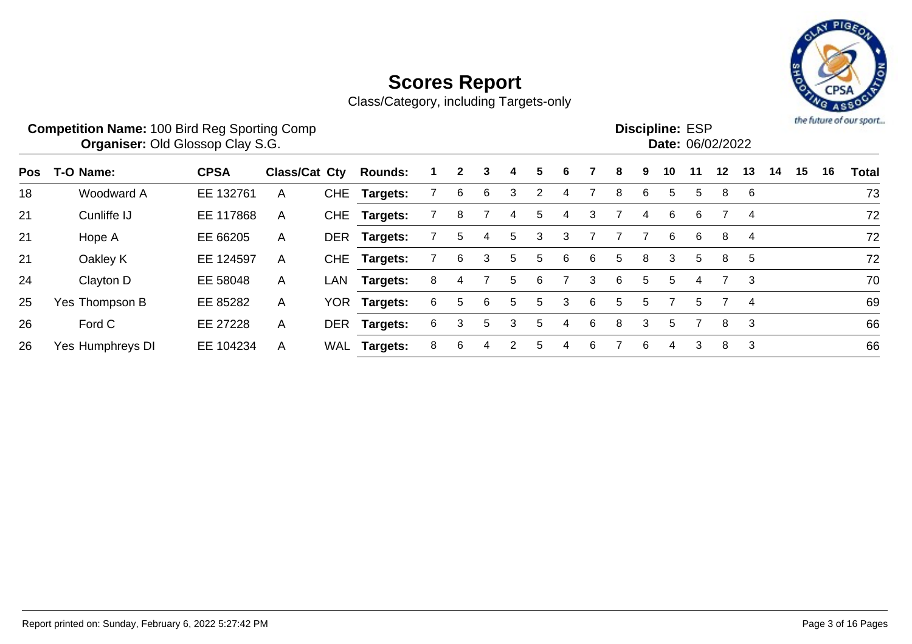# Scores Report

Class/Category, including Targets-only

**Competition Name:** 100 Bird Reg Sporting Comp
**Organiser:** Old Glossop Clay S.G.

**Discipline:** ESP
**Date:** 06/02/2022

| Pos | T-O | Name: | CPSA | Class/Cat | Cty | Rounds: | 1 | 2 | 3 | 4 | 5 | 6 | 7 | 8 | 9 | 10 | 11 | 12 | 13 | 14 | 15 | 16 | Total |
|---|---|---|---|---|---|---|---|---|---|---|---|---|---|---|---|---|---|---|---|---|---|---|---|
| 18 | | Woodward A | EE 132761 | A | CHE | **Targets:** | 7 | 6 | 6 | 3 | 2 | 4 | 7 | 8 | 6 | 5 | 5 | 8 | 6 | | | | 73 |
| 21 | | Cunliffe IJ | EE 117868 | A | CHE | **Targets:** | 7 | 8 | 7 | 4 | 5 | 4 | 3 | 7 | 4 | 6 | 6 | 7 | 4 | | | | 72 |
| 21 | | Hope A | EE 66205 | A | DER | **Targets:** | 7 | 5 | 4 | 5 | 3 | 3 | 7 | 7 | 7 | 6 | 6 | 8 | 4 | | | | 72 |
| 21 | | Oakley K | EE 124597 | A | CHE | **Targets:** | 7 | 6 | 3 | 5 | 5 | 6 | 6 | 5 | 8 | 3 | 5 | 8 | 5 | | | | 72 |
| 24 | | Clayton D | EE 58048 | A | LAN | **Targets:** | 8 | 4 | 7 | 5 | 6 | 7 | 3 | 6 | 5 | 5 | 4 | 7 | 3 | | | | 70 |
| 25 | Yes | Thompson B | EE 85282 | A | YOR | **Targets:** | 6 | 5 | 6 | 5 | 5 | 3 | 6 | 5 | 5 | 7 | 5 | 7 | 4 | | | | 69 |
| 26 | | Ford C | EE 27228 | A | DER | **Targets:** | 6 | 3 | 5 | 3 | 5 | 4 | 6 | 8 | 3 | 5 | 7 | 8 | 3 | | | | 66 |
| 26 | Yes | Humphreys DI | EE 104234 | A | WAL | **Targets:** | 8 | 6 | 4 | 2 | 5 | 4 | 6 | 7 | 6 | 4 | 3 | 8 | 3 | | | | 66 |

Report printed on: Sunday, February 6, 2022 5:27:42 PM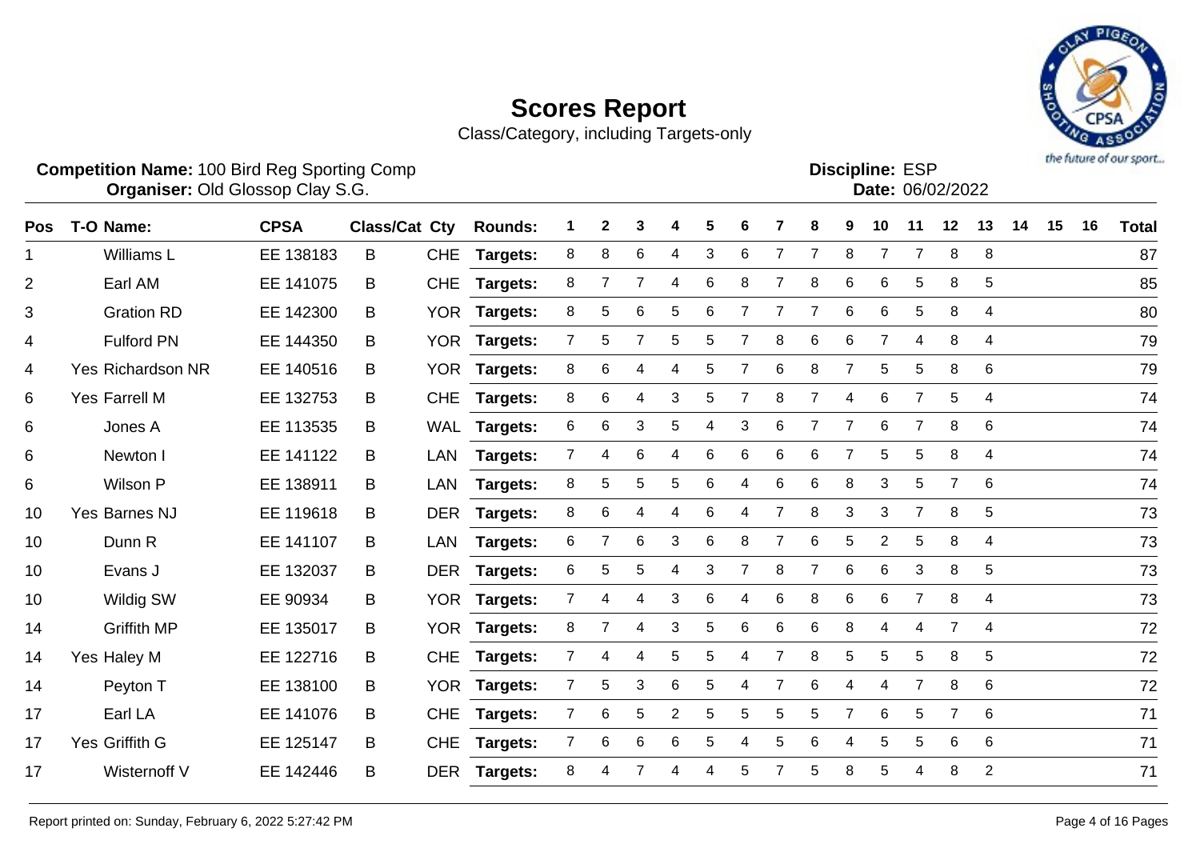# Scores Report

Class/Category, including Targets-only

**Competition Name:** 100 Bird Reg Sporting Comp
**Organiser:** Old Glossop Clay S.G.

**Discipline:** ESP
**Date:** 06/02/2022

| Pos | T-O | Name: | CPSA | Class/Cat | Cty | Rounds: | 1 | 2 | 3 | 4 | 5 | 6 | 7 | 8 | 9 | 10 | 11 | 12 | 13 | 14 | 15 | 16 | Total |
|---|---|---|---|---|---|---|---|---|---|---|---|---|---|---|---|---|---|---|---|---|---|---|---|
| 1 | | Williams L | EE 138183 | B | CHE | Targets: | 8 | 8 | 6 | 4 | 3 | 6 | 7 | 7 | 8 | 7 | 7 | 8 | 8 | | | | 87 |
| 2 | | Earl AM | EE 141075 | B | CHE | Targets: | 8 | 7 | 7 | 4 | 6 | 8 | 7 | 8 | 6 | 6 | 5 | 8 | 5 | | | | 85 |
| 3 | | Gration RD | EE 142300 | B | YOR | Targets: | 8 | 5 | 6 | 5 | 6 | 7 | 7 | 7 | 6 | 6 | 5 | 8 | 4 | | | | 80 |
| 4 | | Fulford PN | EE 144350 | B | YOR | Targets: | 7 | 5 | 7 | 5 | 5 | 7 | 8 | 6 | 6 | 7 | 4 | 8 | 4 | | | | 79 |
| 4 | Yes | Richardson NR | EE 140516 | B | YOR | Targets: | 8 | 6 | 4 | 4 | 5 | 7 | 6 | 8 | 7 | 5 | 5 | 8 | 6 | | | | 79 |
| 6 | Yes | Farrell M | EE 132753 | B | CHE | Targets: | 8 | 6 | 4 | 3 | 5 | 7 | 8 | 7 | 4 | 6 | 7 | 5 | 4 | | | | 74 |
| 6 | | Jones A | EE 113535 | B | WAL | Targets: | 6 | 6 | 3 | 5 | 4 | 3 | 6 | 7 | 7 | 6 | 7 | 8 | 6 | | | | 74 |
| 6 | | Newton I | EE 141122 | B | LAN | Targets: | 7 | 4 | 6 | 4 | 6 | 6 | 6 | 6 | 7 | 5 | 5 | 8 | 4 | | | | 74 |
| 6 | | Wilson P | EE 138911 | B | LAN | Targets: | 8 | 5 | 5 | 5 | 6 | 4 | 6 | 6 | 8 | 3 | 5 | 7 | 6 | | | | 74 |
| 10 | Yes | Barnes NJ | EE 119618 | B | DER | Targets: | 8 | 6 | 4 | 4 | 6 | 4 | 7 | 8 | 3 | 3 | 7 | 8 | 5 | | | | 73 |
| 10 | | Dunn R | EE 141107 | B | LAN | Targets: | 6 | 7 | 6 | 3 | 6 | 8 | 7 | 6 | 5 | 2 | 5 | 8 | 4 | | | | 73 |
| 10 | | Evans J | EE 132037 | B | DER | Targets: | 6 | 5 | 5 | 4 | 3 | 7 | 8 | 7 | 6 | 6 | 3 | 8 | 5 | | | | 73 |
| 10 | | Wildig SW | EE 90934 | B | YOR | Targets: | 7 | 4 | 4 | 3 | 6 | 4 | 6 | 8 | 6 | 6 | 7 | 8 | 4 | | | | 73 |
| 14 | | Griffith MP | EE 135017 | B | YOR | Targets: | 8 | 7 | 4 | 3 | 5 | 6 | 6 | 6 | 8 | 4 | 4 | 7 | 4 | | | | 72 |
| 14 | Yes | Haley M | EE 122716 | B | CHE | Targets: | 7 | 4 | 4 | 5 | 5 | 4 | 7 | 8 | 5 | 5 | 5 | 8 | 5 | | | | 72 |
| 14 | | Peyton T | EE 138100 | B | YOR | Targets: | 7 | 5 | 3 | 6 | 5 | 4 | 7 | 6 | 4 | 4 | 7 | 8 | 6 | | | | 72 |
| 17 | | Earl LA | EE 141076 | B | CHE | Targets: | 7 | 6 | 5 | 2 | 5 | 5 | 5 | 5 | 7 | 6 | 5 | 7 | 6 | | | | 71 |
| 17 | Yes | Griffith G | EE 125147 | B | CHE | Targets: | 7 | 6 | 6 | 6 | 5 | 4 | 5 | 6 | 4 | 5 | 5 | 6 | 6 | | | | 71 |
| 17 | | Wisternoff V | EE 142446 | B | DER | Targets: | 8 | 4 | 7 | 4 | 4 | 5 | 7 | 5 | 8 | 5 | 4 | 8 | 2 | | | | 71 |

Report printed on: Sunday, February 6, 2022 5:27:42 PM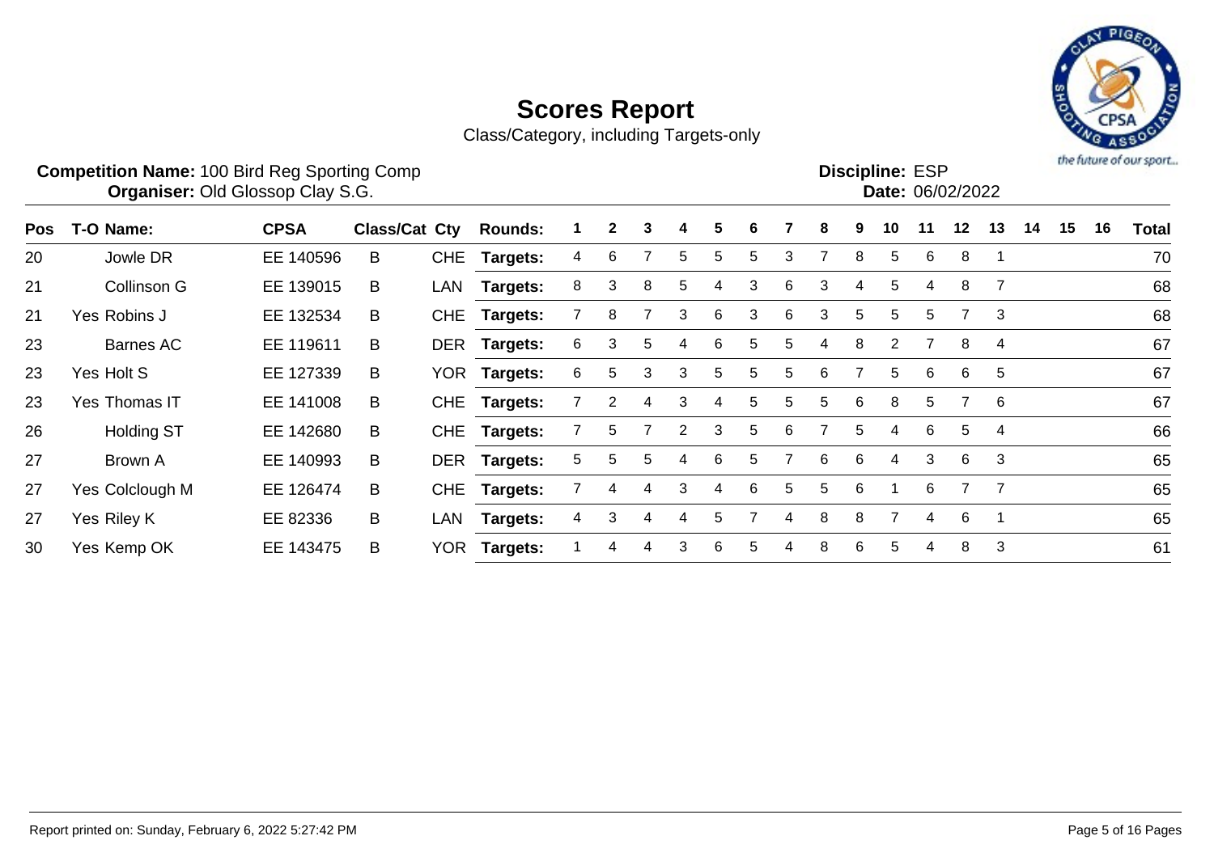# Scores Report

Class/Category, including Targets-only

**Competition Name:** 100 Bird Reg Sporting Comp
**Organiser:** Old Glossop Clay S.G.

**Discipline:** ESP
**Date:** 06/02/2022

| Pos | T-O | Name: | CPSA | Class/Cat | Cty | Rounds: | 1 | 2 | 3 | 4 | 5 | 6 | 7 | 8 | 9 | 10 | 11 | 12 | 13 | 14 | 15 | 16 | Total |
|---|---|---|---|---|---|---|---|---|---|---|---|---|---|---|---|---|---|---|---|---|---|---|---|
| 20 | | Jowle DR | EE 140596 | B | CHE | Targets: | 4 | 6 | 7 | 5 | 5 | 5 | 3 | 7 | 8 | 5 | 6 | 8 | 1 | | | | 70 |
| 21 | | Collinson G | EE 139015 | B | LAN | Targets: | 8 | 3 | 8 | 5 | 4 | 3 | 6 | 3 | 4 | 5 | 4 | 8 | 7 | | | | 68 |
| 21 | Yes | Robins J | EE 132534 | B | CHE | Targets: | 7 | 8 | 7 | 3 | 6 | 3 | 6 | 3 | 5 | 5 | 5 | 7 | 3 | | | | 68 |
| 23 | | Barnes AC | EE 119611 | B | DER | Targets: | 6 | 3 | 5 | 4 | 6 | 5 | 5 | 4 | 8 | 2 | 7 | 8 | 4 | | | | 67 |
| 23 | Yes | Holt S | EE 127339 | B | YOR | Targets: | 6 | 5 | 3 | 3 | 5 | 5 | 5 | 6 | 7 | 5 | 6 | 6 | 5 | | | | 67 |
| 23 | Yes | Thomas IT | EE 141008 | B | CHE | Targets: | 7 | 2 | 4 | 3 | 4 | 5 | 5 | 5 | 6 | 8 | 5 | 7 | 6 | | | | 67 |
| 26 | | Holding ST | EE 142680 | B | CHE | Targets: | 7 | 5 | 7 | 2 | 3 | 5 | 6 | 7 | 5 | 4 | 6 | 5 | 4 | | | | 66 |
| 27 | | Brown A | EE 140993 | B | DER | Targets: | 5 | 5 | 5 | 4 | 6 | 5 | 7 | 6 | 6 | 4 | 3 | 6 | 3 | | | | 65 |
| 27 | Yes | Colclough M | EE 126474 | B | CHE | Targets: | 7 | 4 | 4 | 3 | 4 | 6 | 5 | 5 | 6 | 1 | 6 | 7 | 7 | | | | 65 |
| 27 | Yes | Riley K | EE 82336 | B | LAN | Targets: | 4 | 3 | 4 | 4 | 5 | 7 | 4 | 8 | 8 | 7 | 4 | 6 | 1 | | | | 65 |
| 30 | Yes | Kemp OK | EE 143475 | B | YOR | Targets: | 1 | 4 | 4 | 3 | 6 | 5 | 4 | 8 | 6 | 5 | 4 | 8 | 3 | | | | 61 |

Report printed on: Sunday, February 6, 2022 5:27:42 PM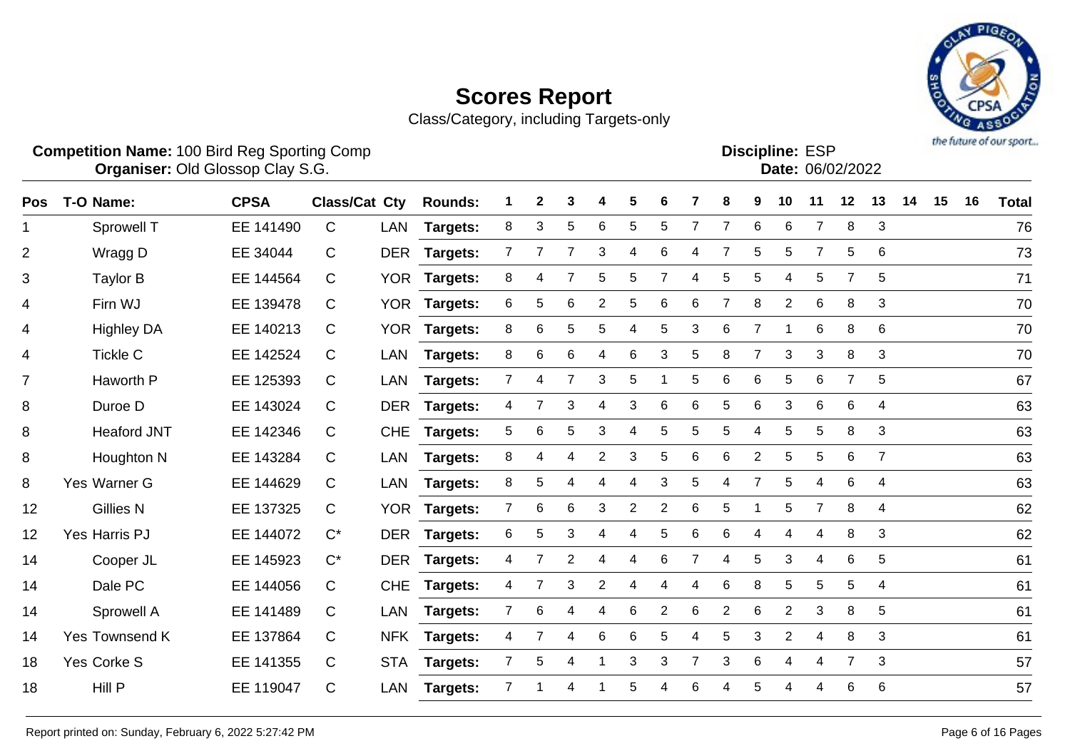# Scores Report

Class/Category, including Targets-only

**Competition Name:** 100 Bird Reg Sporting Comp
**Organiser:** Old Glossop Clay S.G.

**Discipline:** ESP
**Date:** 06/02/2022

| Pos | T-O | Name: | CPSA | Class/Cat | Cty | Rounds: | 1 | 2 | 3 | 4 | 5 | 6 | 7 | 8 | 9 | 10 | 11 | 12 | 13 | 14 | 15 | 16 | Total |
|---|---|---|---|---|---|---|---|---|---|---|---|---|---|---|---|---|---|---|---|---|---|---|---|
| 1 | | Sprowell T | EE 141490 | C | LAN | Targets: | 8 | 3 | 5 | 6 | 5 | 5 | 7 | 7 | 6 | 6 | 7 | 8 | 3 | | | | 76 |
| 2 | | Wragg D | EE 34044 | C | DER | Targets: | 7 | 7 | 7 | 3 | 4 | 6 | 4 | 7 | 5 | 5 | 7 | 5 | 6 | | | | 73 |
| 3 | | Taylor B | EE 144564 | C | YOR | Targets: | 8 | 4 | 7 | 5 | 5 | 7 | 4 | 5 | 5 | 4 | 5 | 7 | 5 | | | | 71 |
| 4 | | Firn WJ | EE 139478 | C | YOR | Targets: | 6 | 5 | 6 | 2 | 5 | 6 | 6 | 7 | 8 | 2 | 6 | 8 | 3 | | | | 70 |
| 4 | | Highley DA | EE 140213 | C | YOR | Targets: | 8 | 6 | 5 | 5 | 4 | 5 | 3 | 6 | 7 | 1 | 6 | 8 | 6 | | | | 70 |
| 4 | | Tickle C | EE 142524 | C | LAN | Targets: | 8 | 6 | 6 | 4 | 6 | 3 | 5 | 8 | 7 | 3 | 3 | 8 | 3 | | | | 70 |
| 7 | | Haworth P | EE 125393 | C | LAN | Targets: | 7 | 4 | 7 | 3 | 5 | 1 | 5 | 6 | 6 | 5 | 6 | 7 | 5 | | | | 67 |
| 8 | | Duroe D | EE 143024 | C | DER | Targets: | 4 | 7 | 3 | 4 | 3 | 6 | 6 | 5 | 6 | 3 | 6 | 6 | 4 | | | | 63 |
| 8 | | Heaford JNT | EE 142346 | C | CHE | Targets: | 5 | 6 | 5 | 3 | 4 | 5 | 5 | 5 | 4 | 5 | 5 | 8 | 3 | | | | 63 |
| 8 | | Houghton N | EE 143284 | C | LAN | Targets: | 8 | 4 | 4 | 2 | 3 | 5 | 6 | 6 | 2 | 5 | 5 | 6 | 7 | | | | 63 |
| 8 | Yes | Warner G | EE 144629 | C | LAN | Targets: | 8 | 5 | 4 | 4 | 4 | 3 | 5 | 4 | 7 | 5 | 4 | 6 | 4 | | | | 63 |
| 12 | | Gillies N | EE 137325 | C | YOR | Targets: | 7 | 6 | 6 | 3 | 2 | 2 | 6 | 5 | 1 | 5 | 7 | 8 | 4 | | | | 62 |
| 12 | Yes | Harris PJ | EE 144072 | C* | DER | Targets: | 6 | 5 | 3 | 4 | 4 | 5 | 6 | 6 | 4 | 4 | 4 | 8 | 3 | | | | 62 |
| 14 | | Cooper JL | EE 145923 | C* | DER | Targets: | 4 | 7 | 2 | 4 | 4 | 6 | 7 | 4 | 5 | 3 | 4 | 6 | 5 | | | | 61 |
| 14 | | Dale PC | EE 144056 | C | CHE | Targets: | 4 | 7 | 3 | 2 | 4 | 4 | 4 | 6 | 8 | 5 | 5 | 5 | 4 | | | | 61 |
| 14 | | Sprowell A | EE 141489 | C | LAN | Targets: | 7 | 6 | 4 | 4 | 6 | 2 | 6 | 2 | 6 | 2 | 3 | 8 | 5 | | | | 61 |
| 14 | Yes | Townsend K | EE 137864 | C | NFK | Targets: | 4 | 7 | 4 | 6 | 6 | 5 | 4 | 5 | 3 | 2 | 4 | 8 | 3 | | | | 61 |
| 18 | Yes | Corke S | EE 141355 | C | STA | Targets: | 7 | 5 | 4 | 1 | 3 | 3 | 7 | 3 | 6 | 4 | 4 | 7 | 3 | | | | 57 |
| 18 | | Hill P | EE 119047 | C | LAN | Targets: | 7 | 1 | 4 | 1 | 5 | 4 | 6 | 4 | 5 | 4 | 4 | 6 | 6 | | | | 57 |

Report printed on: Sunday, February 6, 2022 5:27:42 PM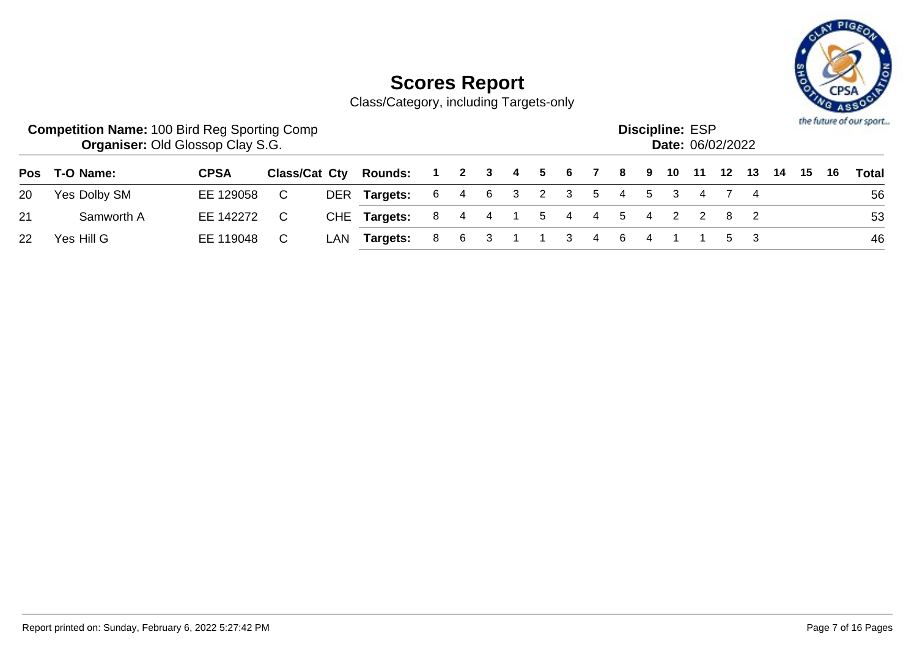# Scores Report

Class/Category, including Targets-only

**Competition Name:** 100 Bird Reg Sporting Comp
**Organiser:** Old Glossop Clay S.G.

**Discipline:** ESP
**Date:** 06/02/2022

| Pos | T-O | Name: | CPSA | Class/Cat | Cty | Rounds: | 1 | 2 | 3 | 4 | 5 | 6 | 7 | 8 | 9 | 10 | 11 | 12 | 13 | 14 | 15 | 16 | Total |
|---|---|---|---|---|---|---|---|---|---|---|---|---|---|---|---|---|---|---|---|---|---|---|---|
| 20 | Yes | Dolby SM | EE 129058 | C | DER | Targets: | 6 | 4 | 6 | 3 | 2 | 3 | 5 | 4 | 5 | 3 | 4 | 7 | 4 | | | | 56 |
| 21 | | Samworth A | EE 142272 | C | CHE | Targets: | 8 | 4 | 4 | 1 | 5 | 4 | 4 | 5 | 4 | 2 | 2 | 8 | 2 | | | | 53 |
| 22 | Yes | Hill G | EE 119048 | C | LAN | Targets: | 8 | 6 | 3 | 1 | 1 | 3 | 4 | 6 | 4 | 1 | 1 | 5 | 3 | | | | 46 |

Report printed on: Sunday, February 6, 2022 5:27:42 PM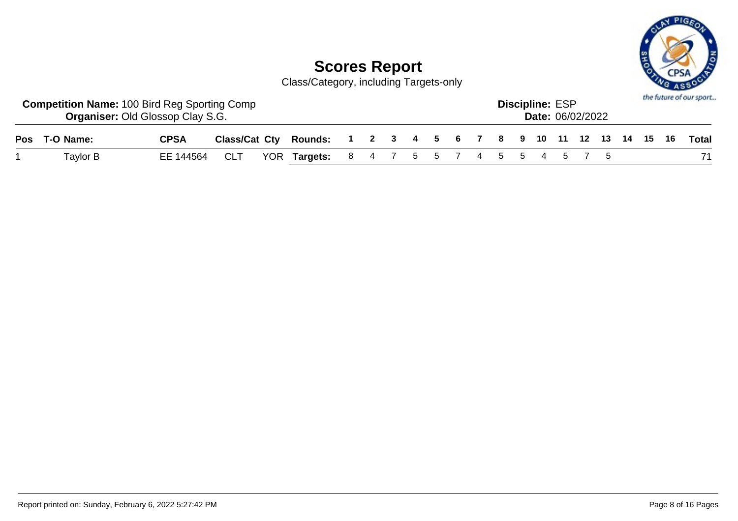# Scores Report

Class/Category, including Targets-only

**Competition Name:** 100 Bird Reg Sporting Comp
**Organiser:** Old Glossop Clay S.G.

**Discipline:** ESP
**Date:** 06/02/2022

| Pos | T-O | Name: | CPSA | Class/Cat | Cty | Rounds: | 1 | 2 | 3 | 4 | 5 | 6 | 7 | 8 | 9 | 10 | 11 | 12 | 13 | 14 | 15 | 16 | Total |
|---|---|---|---|---|---|---|---|---|---|---|---|---|---|---|---|---|---|---|---|---|---|---|---|
| 1 | | Taylor B | EE 144564 | CLT | YOR | **Targets:** | 8 | 4 | 7 | 5 | 5 | 7 | 4 | 5 | 5 | 4 | 5 | 7 | 5 | | | | 71 |

Report printed on: Sunday, February 6, 2022 5:27:42 PM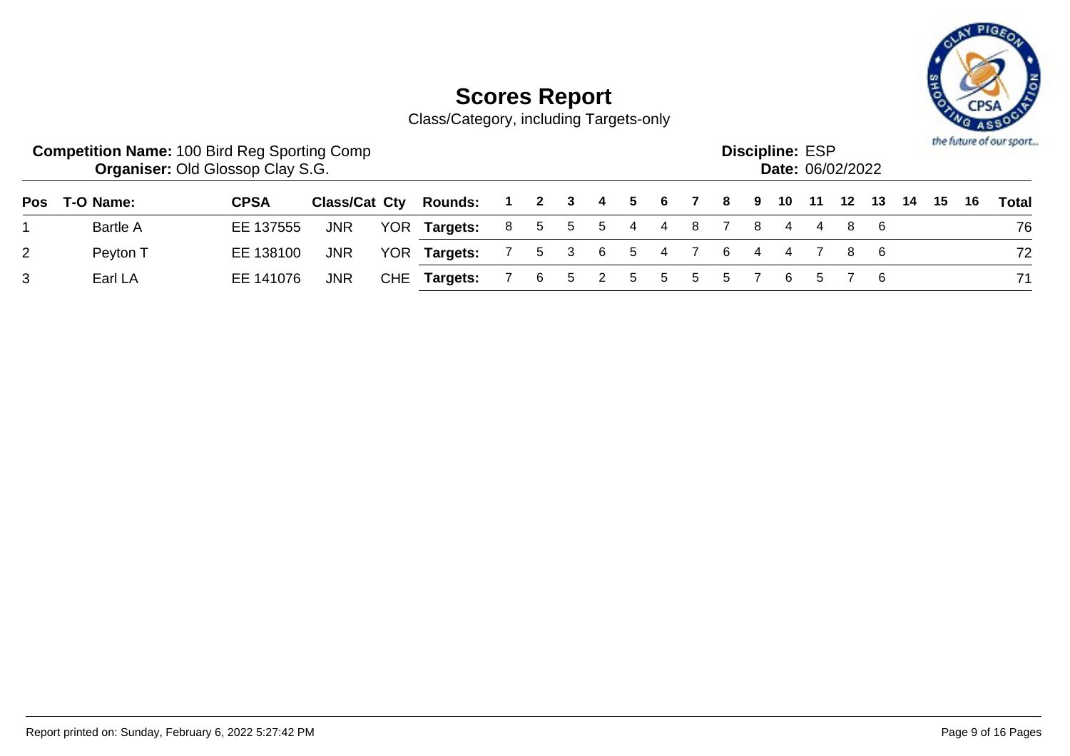# Scores Report

Class/Category, including Targets-only

**Competition Name:** 100 Bird Reg Sporting Comp
**Organiser:** Old Glossop Clay S.G.

**Discipline:** ESP
**Date:** 06/02/2022

| Pos | T-O | Name: | CPSA | Class/Cat | Cty | Rounds: | 1 | 2 | 3 | 4 | 5 | 6 | 7 | 8 | 9 | 10 | 11 | 12 | 13 | 14 | 15 | 16 | Total |
|---|---|---|---|---|---|---|---|---|---|---|---|---|---|---|---|---|---|---|---|---|---|---|---|
| 1 | | Bartle A | EE 137555 | JNR | YOR | **Targets:** | 8 | 5 | 5 | 5 | 4 | 4 | 8 | 7 | 8 | 4 | 4 | 8 | 6 | | | | 76 |
| 2 | | Peyton T | EE 138100 | JNR | YOR | **Targets:** | 7 | 5 | 3 | 6 | 5 | 4 | 7 | 6 | 4 | 4 | 7 | 8 | 6 | | | | 72 |
| 3 | | Earl LA | EE 141076 | JNR | CHE | **Targets:** | 7 | 6 | 5 | 2 | 5 | 5 | 5 | 5 | 7 | 6 | 5 | 7 | 6 | | | | 71 |

Report printed on: Sunday, February 6, 2022 5:27:42 PM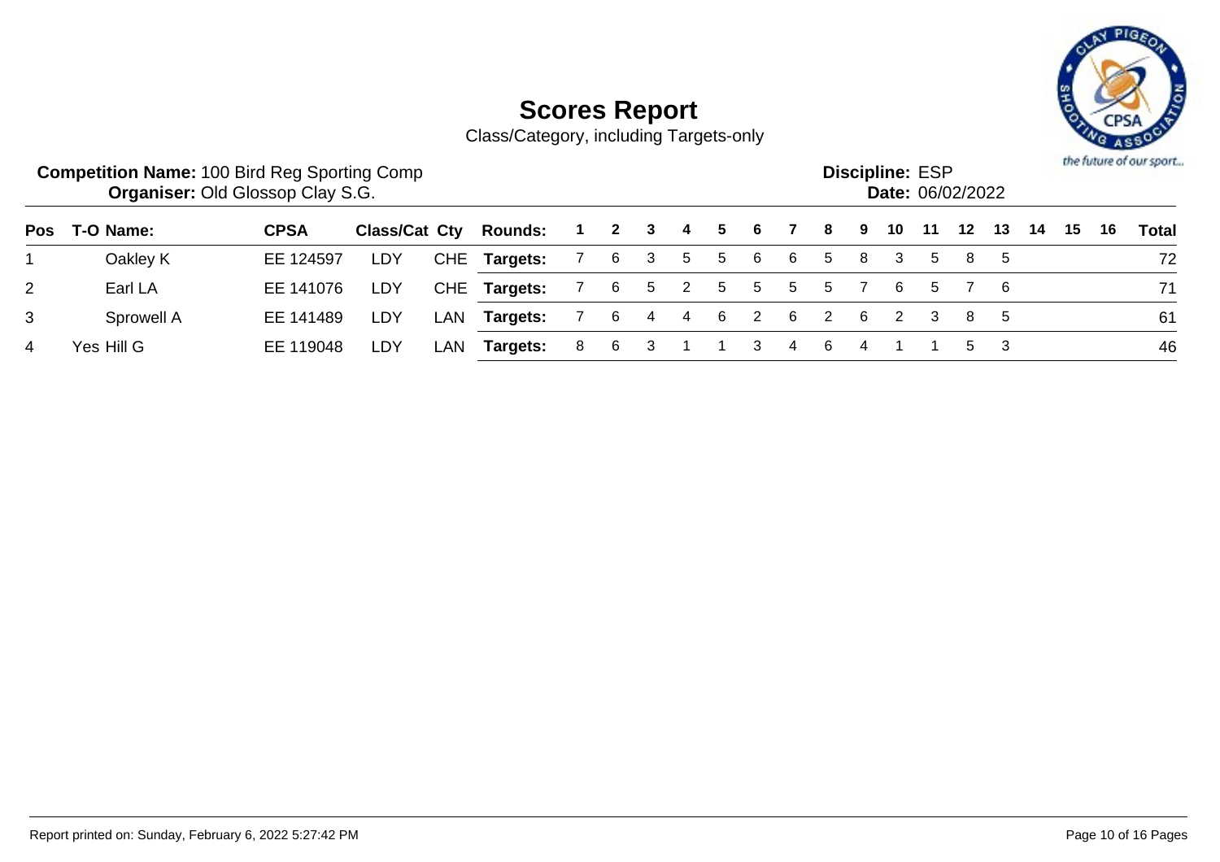# Scores Report

Class/Category, including Targets-only

**Competition Name:** 100 Bird Reg Sporting Comp
**Organiser:** Old Glossop Clay S.G.

**Discipline:** ESP
**Date:** 06/02/2022

| Pos | T-O | Name: | CPSA | Class/Cat | Cty | Rounds: | 1 | 2 | 3 | 4 | 5 | 6 | 7 | 8 | 9 | 10 | 11 | 12 | 13 | 14 | 15 | 16 | Total |
|---|---|---|---|---|---|---|---|---|---|---|---|---|---|---|---|---|---|---|---|---|---|---|---|
| 1 | | Oakley K | EE 124597 | LDY | CHE | **Targets:** | 7 | 6 | 3 | 5 | 5 | 6 | 6 | 5 | 8 | 3 | 5 | 8 | 5 | | | | 72 |
| 2 | | Earl LA | EE 141076 | LDY | CHE | **Targets:** | 7 | 6 | 5 | 2 | 5 | 5 | 5 | 5 | 7 | 6 | 5 | 7 | 6 | | | | 71 |
| 3 | | Sprowell A | EE 141489 | LDY | LAN | **Targets:** | 7 | 6 | 4 | 4 | 6 | 2 | 6 | 2 | 6 | 2 | 3 | 8 | 5 | | | | 61 |
| 4 | Yes | Hill G | EE 119048 | LDY | LAN | **Targets:** | 8 | 6 | 3 | 1 | 1 | 3 | 4 | 6 | 4 | 1 | 1 | 5 | 3 | | | | 46 |

Report printed on: Sunday, February 6, 2022 5:27:42 PM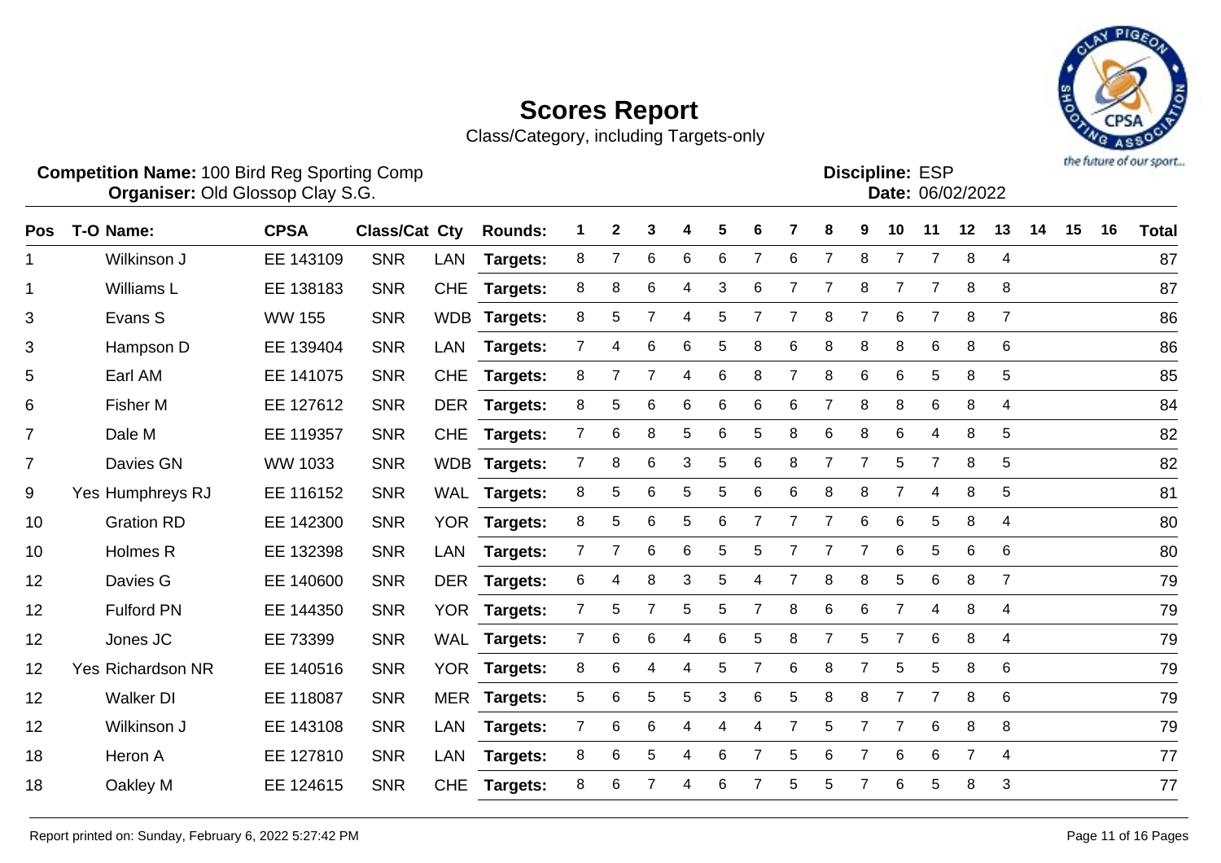# Scores Report

Class/Category, including Targets-only

**Competition Name:** 100 Bird Reg Sporting Comp
**Organiser:** Old Glossop Clay S.G.

**Discipline:** ESP
**Date:** 06/02/2022

| Pos | T-O | Name: | CPSA | Class/Cat | Cty | Rounds: | 1 | 2 | 3 | 4 | 5 | 6 | 7 | 8 | 9 | 10 | 11 | 12 | 13 | 14 | 15 | 16 | Total |
|---|---|---|---|---|---|---|---|---|---|---|---|---|---|---|---|---|---|---|---|---|---|---|---|
| 1 | | Wilkinson J | EE 143109 | SNR | LAN | **Targets:** | 8 | 7 | 6 | 6 | 6 | 7 | 6 | 7 | 8 | 7 | 7 | 8 | 4 | | | | 87 |
| 1 | | Williams L | EE 138183 | SNR | CHE | **Targets:** | 8 | 8 | 6 | 4 | 3 | 6 | 7 | 7 | 8 | 7 | 7 | 8 | 8 | | | | 87 |
| 3 | | Evans S | WW 155 | SNR | WDB | **Targets:** | 8 | 5 | 7 | 4 | 5 | 7 | 7 | 8 | 7 | 6 | 7 | 8 | 7 | | | | 86 |
| 3 | | Hampson D | EE 139404 | SNR | LAN | **Targets:** | 7 | 4 | 6 | 6 | 5 | 8 | 6 | 8 | 8 | 8 | 6 | 8 | 6 | | | | 86 |
| 5 | | Earl AM | EE 141075 | SNR | CHE | **Targets:** | 8 | 7 | 7 | 4 | 6 | 8 | 7 | 8 | 6 | 6 | 5 | 8 | 5 | | | | 85 |
| 6 | | Fisher M | EE 127612 | SNR | DER | **Targets:** | 8 | 5 | 6 | 6 | 6 | 6 | 6 | 7 | 8 | 8 | 6 | 8 | 4 | | | | 84 |
| 7 | | Dale M | EE 119357 | SNR | CHE | **Targets:** | 7 | 6 | 8 | 5 | 6 | 5 | 8 | 6 | 8 | 6 | 4 | 8 | 5 | | | | 82 |
| 7 | | Davies GN | WW 1033 | SNR | WDB | **Targets:** | 7 | 8 | 6 | 3 | 5 | 6 | 8 | 7 | 7 | 5 | 7 | 8 | 5 | | | | 82 |
| 9 | Yes | Humphreys RJ | EE 116152 | SNR | WAL | **Targets:** | 8 | 5 | 6 | 5 | 5 | 6 | 6 | 8 | 8 | 7 | 4 | 8 | 5 | | | | 81 |
| 10 | | Gration RD | EE 142300 | SNR | YOR | **Targets:** | 8 | 5 | 6 | 5 | 6 | 7 | 7 | 7 | 6 | 6 | 5 | 8 | 4 | | | | 80 |
| 10 | | Holmes R | EE 132398 | SNR | LAN | **Targets:** | 7 | 7 | 6 | 6 | 5 | 5 | 7 | 7 | 7 | 6 | 5 | 6 | 6 | | | | 80 |
| 12 | | Davies G | EE 140600 | SNR | DER | **Targets:** | 6 | 4 | 8 | 3 | 5 | 4 | 7 | 8 | 8 | 5 | 6 | 8 | 7 | | | | 79 |
| 12 | | Fulford PN | EE 144350 | SNR | YOR | **Targets:** | 7 | 5 | 7 | 5 | 5 | 7 | 8 | 6 | 6 | 7 | 4 | 8 | 4 | | | | 79 |
| 12 | | Jones JC | EE 73399 | SNR | WAL | **Targets:** | 7 | 6 | 6 | 4 | 6 | 5 | 8 | 7 | 5 | 7 | 6 | 8 | 4 | | | | 79 |
| 12 | Yes | Richardson NR | EE 140516 | SNR | YOR | **Targets:** | 8 | 6 | 4 | 4 | 5 | 7 | 6 | 8 | 7 | 5 | 5 | 8 | 6 | | | | 79 |
| 12 | | Walker DI | EE 118087 | SNR | MER | **Targets:** | 5 | 6 | 5 | 5 | 3 | 6 | 5 | 8 | 8 | 7 | 7 | 8 | 6 | | | | 79 |
| 12 | | Wilkinson J | EE 143108 | SNR | LAN | **Targets:** | 7 | 6 | 6 | 4 | 4 | 4 | 7 | 5 | 7 | 7 | 6 | 8 | 8 | | | | 79 |
| 18 | | Heron A | EE 127810 | SNR | LAN | **Targets:** | 8 | 6 | 5 | 4 | 6 | 7 | 5 | 6 | 7 | 6 | 6 | 7 | 4 | | | | 77 |
| 18 | | Oakley M | EE 124615 | SNR | CHE | **Targets:** | 8 | 6 | 7 | 4 | 6 | 7 | 5 | 5 | 7 | 6 | 5 | 8 | 3 | | | | 77 |

Report printed on: Sunday, February 6, 2022 5:27:42 PM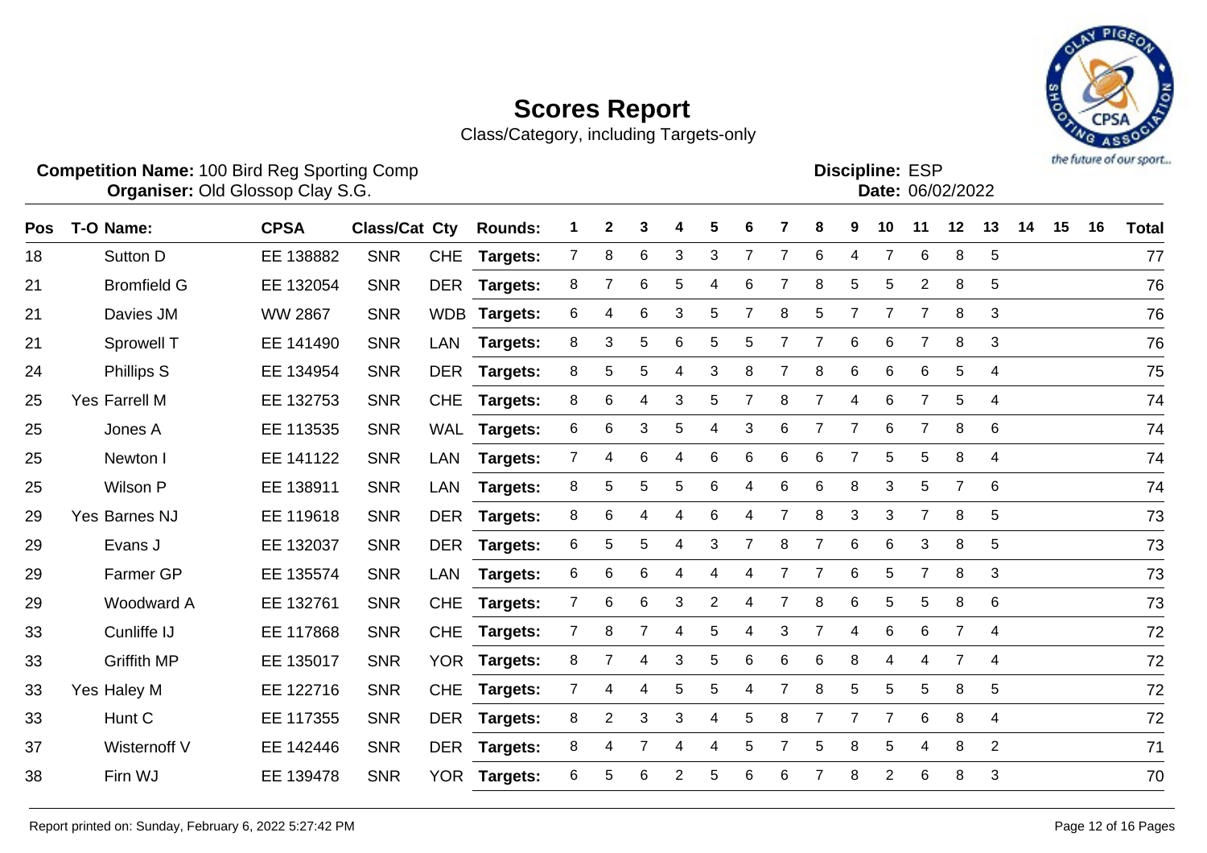# Scores Report

Class/Category, including Targets-only

**Competition Name:** 100 Bird Reg Sporting Comp
**Organiser:** Old Glossop Clay S.G.

**Discipline:** ESP
**Date:** 06/02/2022

| Pos | T-O | Name: | CPSA | Class/Cat | Cty | Rounds: | 1 | 2 | 3 | 4 | 5 | 6 | 7 | 8 | 9 | 10 | 11 | 12 | 13 | 14 | 15 | 16 | Total |
|---|---|---|---|---|---|---|---|---|---|---|---|---|---|---|---|---|---|---|---|---|---|---|---|
| 18 | | Sutton D | EE 138882 | SNR | CHE | Targets: | 7 | 8 | 6 | 3 | 3 | 7 | 7 | 6 | 4 | 7 | 6 | 8 | 5 | | | | 77 |
| 21 | | Bromfield G | EE 132054 | SNR | DER | Targets: | 8 | 7 | 6 | 5 | 4 | 6 | 7 | 8 | 5 | 5 | 2 | 8 | 5 | | | | 76 |
| 21 | | Davies JM | WW 2867 | SNR | WDB | Targets: | 6 | 4 | 6 | 3 | 5 | 7 | 8 | 5 | 7 | 7 | 7 | 8 | 3 | | | | 76 |
| 21 | | Sprowell T | EE 141490 | SNR | LAN | Targets: | 8 | 3 | 5 | 6 | 5 | 5 | 7 | 7 | 6 | 6 | 7 | 8 | 3 | | | | 76 |
| 24 | | Phillips S | EE 134954 | SNR | DER | Targets: | 8 | 5 | 5 | 4 | 3 | 8 | 7 | 8 | 6 | 6 | 6 | 5 | 4 | | | | 75 |
| 25 | Yes | Farrell M | EE 132753 | SNR | CHE | Targets: | 8 | 6 | 4 | 3 | 5 | 7 | 8 | 7 | 4 | 6 | 7 | 5 | 4 | | | | 74 |
| 25 | | Jones A | EE 113535 | SNR | WAL | Targets: | 6 | 6 | 3 | 5 | 4 | 3 | 6 | 7 | 7 | 6 | 7 | 8 | 6 | | | | 74 |
| 25 | | Newton I | EE 141122 | SNR | LAN | Targets: | 7 | 4 | 6 | 4 | 6 | 6 | 6 | 6 | 7 | 5 | 5 | 8 | 4 | | | | 74 |
| 25 | | Wilson P | EE 138911 | SNR | LAN | Targets: | 8 | 5 | 5 | 5 | 6 | 4 | 6 | 6 | 8 | 3 | 5 | 7 | 6 | | | | 74 |
| 29 | Yes | Barnes NJ | EE 119618 | SNR | DER | Targets: | 8 | 6 | 4 | 4 | 6 | 4 | 7 | 8 | 3 | 3 | 7 | 8 | 5 | | | | 73 |
| 29 | | Evans J | EE 132037 | SNR | DER | Targets: | 6 | 5 | 5 | 4 | 3 | 7 | 8 | 7 | 6 | 6 | 3 | 8 | 5 | | | | 73 |
| 29 | | Farmer GP | EE 135574 | SNR | LAN | Targets: | 6 | 6 | 6 | 4 | 4 | 4 | 7 | 7 | 6 | 5 | 7 | 8 | 3 | | | | 73 |
| 29 | | Woodward A | EE 132761 | SNR | CHE | Targets: | 7 | 6 | 6 | 3 | 2 | 4 | 7 | 8 | 6 | 5 | 5 | 8 | 6 | | | | 73 |
| 33 | | Cunliffe IJ | EE 117868 | SNR | CHE | Targets: | 7 | 8 | 7 | 4 | 5 | 4 | 3 | 7 | 4 | 6 | 6 | 7 | 4 | | | | 72 |
| 33 | | Griffith MP | EE 135017 | SNR | YOR | Targets: | 8 | 7 | 4 | 3 | 5 | 6 | 6 | 6 | 8 | 4 | 4 | 7 | 4 | | | | 72 |
| 33 | Yes | Haley M | EE 122716 | SNR | CHE | Targets: | 7 | 4 | 4 | 5 | 5 | 4 | 7 | 8 | 5 | 5 | 5 | 8 | 5 | | | | 72 |
| 33 | | Hunt C | EE 117355 | SNR | DER | Targets: | 8 | 2 | 3 | 3 | 4 | 5 | 8 | 7 | 7 | 7 | 6 | 8 | 4 | | | | 72 |
| 37 | | Wisternoff V | EE 142446 | SNR | DER | Targets: | 8 | 4 | 7 | 4 | 4 | 5 | 7 | 5 | 8 | 5 | 4 | 8 | 2 | | | | 71 |
| 38 | | Firn WJ | EE 139478 | SNR | YOR | Targets: | 6 | 5 | 6 | 2 | 5 | 6 | 6 | 7 | 8 | 2 | 6 | 8 | 3 | | | | 70 |

Report printed on: Sunday, February 6, 2022 5:27:42 PM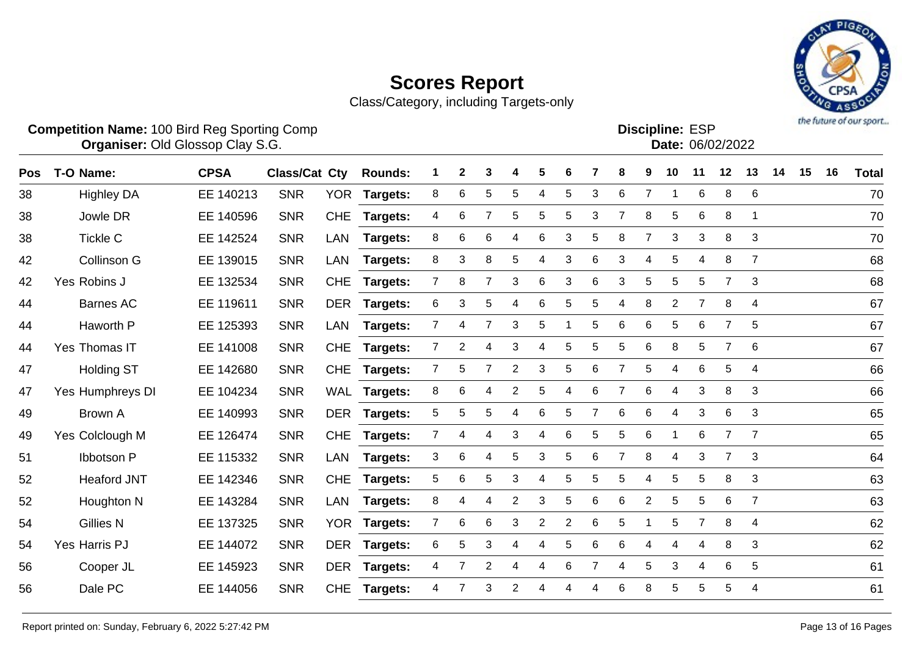# Scores Report

Class/Category, including Targets-only

**Competition Name:** 100 Bird Reg Sporting Comp
**Organiser:** Old Glossop Clay S.G.

**Discipline:** ESP
**Date:** 06/02/2022

| Pos | T-O | Name: | CPSA | Class/Cat | Cty | Rounds: | 1 | 2 | 3 | 4 | 5 | 6 | 7 | 8 | 9 | 10 | 11 | 12 | 13 | 14 | 15 | 16 | Total |
|---|---|---|---|---|---|---|---|---|---|---|---|---|---|---|---|---|---|---|---|---|---|---|---|
| 38 | | Highley DA | EE 140213 | SNR | YOR | Targets: | 8 | 6 | 5 | 5 | 4 | 5 | 3 | 6 | 7 | 1 | 6 | 8 | 6 | | | | 70 |
| 38 | | Jowle DR | EE 140596 | SNR | CHE | Targets: | 4 | 6 | 7 | 5 | 5 | 5 | 3 | 7 | 8 | 5 | 6 | 8 | 1 | | | | 70 |
| 38 | | Tickle C | EE 142524 | SNR | LAN | Targets: | 8 | 6 | 6 | 4 | 6 | 3 | 5 | 8 | 7 | 3 | 3 | 8 | 3 | | | | 70 |
| 42 | | Collinson G | EE 139015 | SNR | LAN | Targets: | 8 | 3 | 8 | 5 | 4 | 3 | 6 | 3 | 4 | 5 | 4 | 8 | 7 | | | | 68 |
| 42 | Yes | Robins J | EE 132534 | SNR | CHE | Targets: | 7 | 8 | 7 | 3 | 6 | 3 | 6 | 3 | 5 | 5 | 5 | 7 | 3 | | | | 68 |
| 44 | | Barnes AC | EE 119611 | SNR | DER | Targets: | 6 | 3 | 5 | 4 | 6 | 5 | 5 | 4 | 8 | 2 | 7 | 8 | 4 | | | | 67 |
| 44 | | Haworth P | EE 125393 | SNR | LAN | Targets: | 7 | 4 | 7 | 3 | 5 | 1 | 5 | 6 | 6 | 5 | 6 | 7 | 5 | | | | 67 |
| 44 | Yes | Thomas IT | EE 141008 | SNR | CHE | Targets: | 7 | 2 | 4 | 3 | 4 | 5 | 5 | 5 | 6 | 8 | 5 | 7 | 6 | | | | 67 |
| 47 | | Holding ST | EE 142680 | SNR | CHE | Targets: | 7 | 5 | 7 | 2 | 3 | 5 | 6 | 7 | 5 | 4 | 6 | 5 | 4 | | | | 66 |
| 47 | Yes | Humphreys DI | EE 104234 | SNR | WAL | Targets: | 8 | 6 | 4 | 2 | 5 | 4 | 6 | 7 | 6 | 4 | 3 | 8 | 3 | | | | 66 |
| 49 | | Brown A | EE 140993 | SNR | DER | Targets: | 5 | 5 | 5 | 4 | 6 | 5 | 7 | 6 | 6 | 4 | 3 | 6 | 3 | | | | 65 |
| 49 | Yes | Colclough M | EE 126474 | SNR | CHE | Targets: | 7 | 4 | 4 | 3 | 4 | 6 | 5 | 5 | 6 | 1 | 6 | 7 | 7 | | | | 65 |
| 51 | | Ibbotson P | EE 115332 | SNR | LAN | Targets: | 3 | 6 | 4 | 5 | 3 | 5 | 6 | 7 | 8 | 4 | 3 | 7 | 3 | | | | 64 |
| 52 | | Heaford JNT | EE 142346 | SNR | CHE | Targets: | 5 | 6 | 5 | 3 | 4 | 5 | 5 | 5 | 4 | 5 | 5 | 8 | 3 | | | | 63 |
| 52 | | Houghton N | EE 143284 | SNR | LAN | Targets: | 8 | 4 | 4 | 2 | 3 | 5 | 6 | 6 | 2 | 5 | 5 | 6 | 7 | | | | 63 |
| 54 | | Gillies N | EE 137325 | SNR | YOR | Targets: | 7 | 6 | 6 | 3 | 2 | 2 | 6 | 5 | 1 | 5 | 7 | 8 | 4 | | | | 62 |
| 54 | Yes | Harris PJ | EE 144072 | SNR | DER | Targets: | 6 | 5 | 3 | 4 | 4 | 5 | 6 | 6 | 4 | 4 | 4 | 8 | 3 | | | | 62 |
| 56 | | Cooper JL | EE 145923 | SNR | DER | Targets: | 4 | 7 | 2 | 4 | 4 | 6 | 7 | 4 | 5 | 3 | 4 | 6 | 5 | | | | 61 |
| 56 | | Dale PC | EE 144056 | SNR | CHE | Targets: | 4 | 7 | 3 | 2 | 4 | 4 | 4 | 6 | 8 | 5 | 5 | 5 | 4 | | | | 61 |

Report printed on: Sunday, February 6, 2022 5:27:42 PM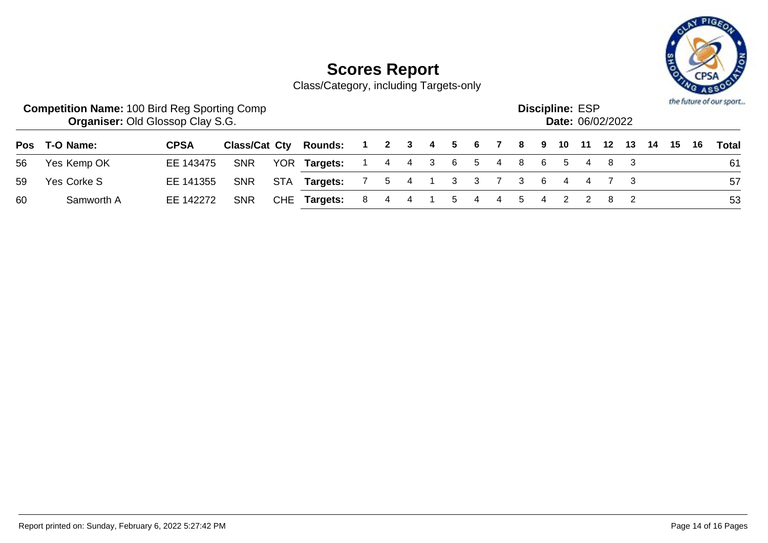# Scores Report

Class/Category, including Targets-only

**Competition Name:** 100 Bird Reg Sporting Comp
**Organiser:** Old Glossop Clay S.G.

**Discipline:** ESP
**Date:** 06/02/2022

| Pos | T-O | Name: | CPSA | Class/Cat | Cty | Rounds: | 1 | 2 | 3 | 4 | 5 | 6 | 7 | 8 | 9 | 10 | 11 | 12 | 13 | 14 | 15 | 16 | Total |
|---|---|---|---|---|---|---|---|---|---|---|---|---|---|---|---|---|---|---|---|---|---|---|---|
| 56 | Yes | Kemp OK | EE 143475 | SNR | YOR | **Targets:** | 1 | 4 | 4 | 3 | 6 | 5 | 4 | 8 | 6 | 5 | 4 | 8 | 3 | | | | 61 |
| 59 | Yes | Corke S | EE 141355 | SNR | STA | **Targets:** | 7 | 5 | 4 | 1 | 3 | 3 | 7 | 3 | 6 | 4 | 4 | 7 | 3 | | | | 57 |
| 60 | | Samworth A | EE 142272 | SNR | CHE | **Targets:** | 8 | 4 | 4 | 1 | 5 | 4 | 4 | 5 | 4 | 2 | 2 | 8 | 2 | | | | 53 |

Report printed on: Sunday, February 6, 2022 5:27:42 PM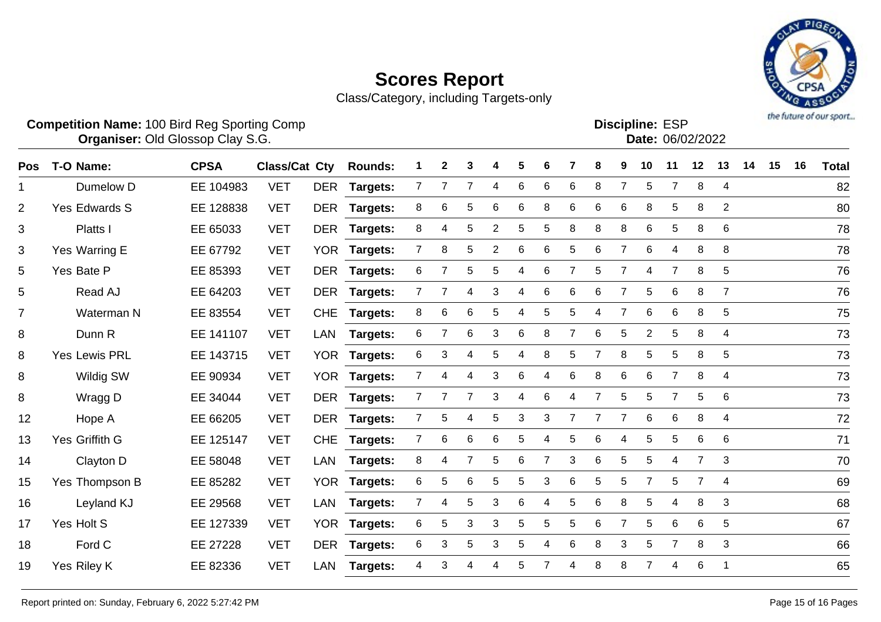# Scores Report

Class/Category, including Targets-only

**Competition Name:** 100 Bird Reg Sporting Comp
**Organiser:** Old Glossop Clay S.G.

**Discipline:** ESP
**Date:** 06/02/2022

| Pos | T-O | Name: | CPSA | Class/Cat | Cty | Rounds: | 1 | 2 | 3 | 4 | 5 | 6 | 7 | 8 | 9 | 10 | 11 | 12 | 13 | 14 | 15 | 16 | Total |
|---|---|---|---|---|---|---|---|---|---|---|---|---|---|---|---|---|---|---|---|---|---|---|---|
| 1 | | Dumelow D | EE 104983 | VET | DER | Targets: | 7 | 7 | 7 | 4 | 6 | 6 | 6 | 8 | 7 | 5 | 7 | 8 | 4 | | | | 82 |
| 2 | Yes | Edwards S | EE 128838 | VET | DER | Targets: | 8 | 6 | 5 | 6 | 6 | 8 | 6 | 6 | 6 | 8 | 5 | 8 | 2 | | | | 80 |
| 3 | | Platts I | EE 65033 | VET | DER | Targets: | 8 | 4 | 5 | 2 | 5 | 5 | 8 | 8 | 8 | 6 | 5 | 8 | 6 | | | | 78 |
| 3 | Yes | Warring E | EE 67792 | VET | YOR | Targets: | 7 | 8 | 5 | 2 | 6 | 6 | 5 | 6 | 7 | 6 | 4 | 8 | 8 | | | | 78 |
| 5 | Yes | Bate P | EE 85393 | VET | DER | Targets: | 6 | 7 | 5 | 5 | 4 | 6 | 7 | 5 | 7 | 4 | 7 | 8 | 5 | | | | 76 |
| 5 | | Read AJ | EE 64203 | VET | DER | Targets: | 7 | 7 | 4 | 3 | 4 | 6 | 6 | 6 | 7 | 5 | 6 | 8 | 7 | | | | 76 |
| 7 | | Waterman N | EE 83554 | VET | CHE | Targets: | 8 | 6 | 6 | 5 | 4 | 5 | 5 | 4 | 7 | 6 | 6 | 8 | 5 | | | | 75 |
| 8 | | Dunn R | EE 141107 | VET | LAN | Targets: | 6 | 7 | 6 | 3 | 6 | 8 | 7 | 6 | 5 | 2 | 5 | 8 | 4 | | | | 73 |
| 8 | Yes | Lewis PRL | EE 143715 | VET | YOR | Targets: | 6 | 3 | 4 | 5 | 4 | 8 | 5 | 7 | 8 | 5 | 5 | 8 | 5 | | | | 73 |
| 8 | | Wildig SW | EE 90934 | VET | YOR | Targets: | 7 | 4 | 4 | 3 | 6 | 4 | 6 | 8 | 6 | 6 | 7 | 8 | 4 | | | | 73 |
| 8 | | Wragg D | EE 34044 | VET | DER | Targets: | 7 | 7 | 7 | 3 | 4 | 6 | 4 | 7 | 5 | 5 | 7 | 5 | 6 | | | | 73 |
| 12 | | Hope A | EE 66205 | VET | DER | Targets: | 7 | 5 | 4 | 5 | 3 | 3 | 7 | 7 | 7 | 6 | 6 | 8 | 4 | | | | 72 |
| 13 | Yes | Griffith G | EE 125147 | VET | CHE | Targets: | 7 | 6 | 6 | 6 | 5 | 4 | 5 | 6 | 4 | 5 | 5 | 6 | 6 | | | | 71 |
| 14 | | Clayton D | EE 58048 | VET | LAN | Targets: | 8 | 4 | 7 | 5 | 6 | 7 | 3 | 6 | 5 | 5 | 4 | 7 | 3 | | | | 70 |
| 15 | Yes | Thompson B | EE 85282 | VET | YOR | Targets: | 6 | 5 | 6 | 5 | 5 | 3 | 6 | 5 | 5 | 7 | 5 | 7 | 4 | | | | 69 |
| 16 | | Leyland KJ | EE 29568 | VET | LAN | Targets: | 7 | 4 | 5 | 3 | 6 | 4 | 5 | 6 | 8 | 5 | 4 | 8 | 3 | | | | 68 |
| 17 | Yes | Holt S | EE 127339 | VET | YOR | Targets: | 6 | 5 | 3 | 3 | 5 | 5 | 5 | 6 | 7 | 5 | 6 | 6 | 5 | | | | 67 |
| 18 | | Ford C | EE 27228 | VET | DER | Targets: | 6 | 3 | 5 | 3 | 5 | 4 | 6 | 8 | 3 | 5 | 7 | 8 | 3 | | | | 66 |
| 19 | Yes | Riley K | EE 82336 | VET | LAN | Targets: | 4 | 3 | 4 | 4 | 5 | 7 | 4 | 8 | 8 | 7 | 4 | 6 | 1 | | | | 65 |

Report printed on: Sunday, February 6, 2022 5:27:42 PM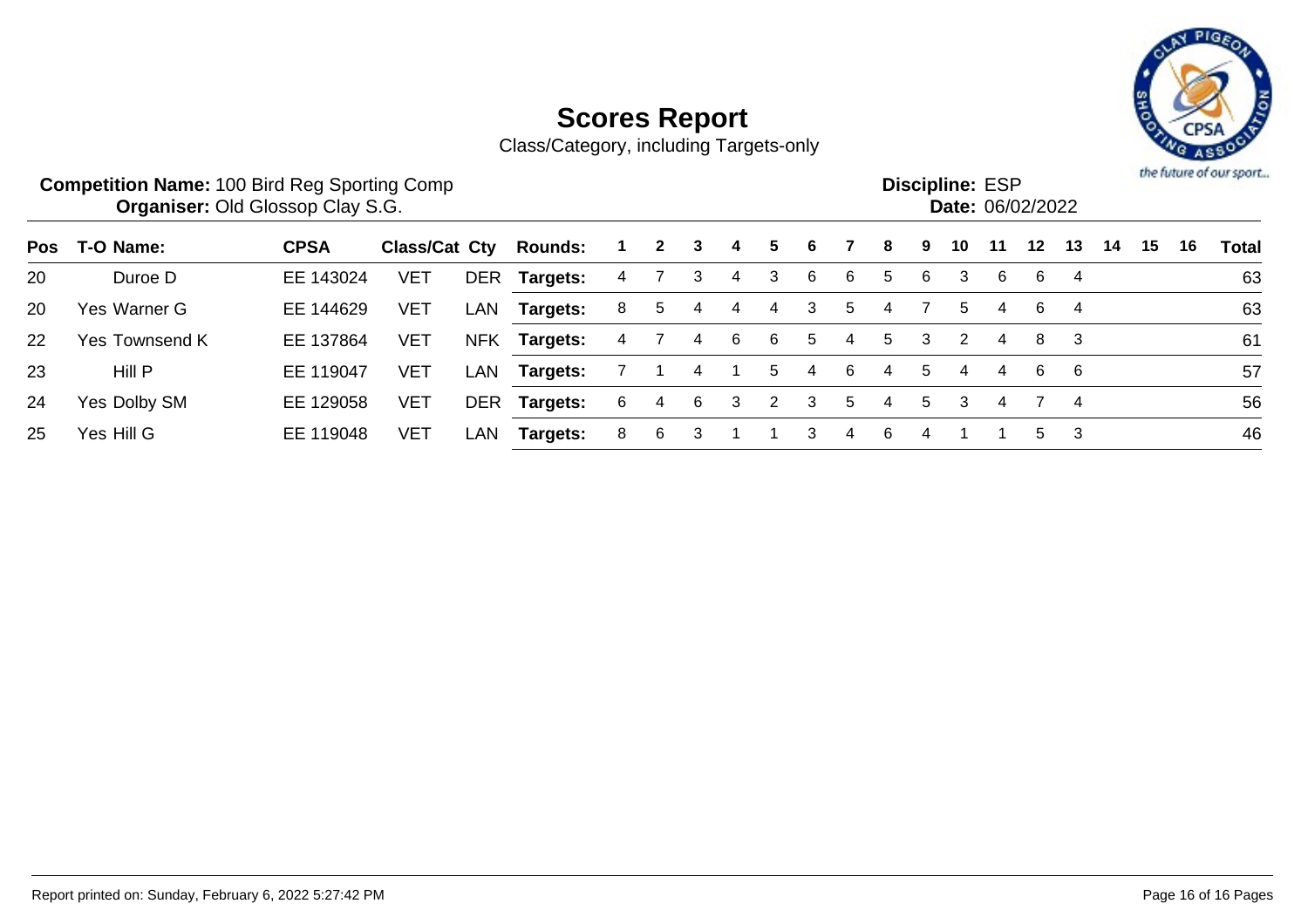# Scores Report

Class/Category, including Targets-only

**Competition Name:** 100 Bird Reg Sporting Comp
**Organiser:** Old Glossop Clay S.G.

**Discipline:** ESP
**Date:** 06/02/2022

| Pos | T-O | Name: | CPSA | Class/Cat | Cty | Rounds: | 1 | 2 | 3 | 4 | 5 | 6 | 7 | 8 | 9 | 10 | 11 | 12 | 13 | 14 | 15 | 16 | Total |
|---|---|---|---|---|---|---|---|---|---|---|---|---|---|---|---|---|---|---|---|---|---|---|---|
| 20 | | Duroe D | EE 143024 | VET | DER | **Targets:** | 4 | 7 | 3 | 4 | 3 | 6 | 6 | 5 | 6 | 3 | 6 | 6 | 4 | | | | 63 |
| 20 | Yes | Warner G | EE 144629 | VET | LAN | **Targets:** | 8 | 5 | 4 | 4 | 4 | 3 | 5 | 4 | 7 | 5 | 4 | 6 | 4 | | | | 63 |
| 22 | Yes | Townsend K | EE 137864 | VET | NFK | **Targets:** | 4 | 7 | 4 | 6 | 6 | 5 | 4 | 5 | 3 | 2 | 4 | 8 | 3 | | | | 61 |
| 23 | | Hill P | EE 119047 | VET | LAN | **Targets:** | 7 | 1 | 4 | 1 | 5 | 4 | 6 | 4 | 5 | 4 | 4 | 6 | 6 | | | | 57 |
| 24 | Yes | Dolby SM | EE 129058 | VET | DER | **Targets:** | 6 | 4 | 6 | 3 | 2 | 3 | 5 | 4 | 5 | 3 | 4 | 7 | 4 | | | | 56 |
| 25 | Yes | Hill G | EE 119048 | VET | LAN | **Targets:** | 8 | 6 | 3 | 1 | 1 | 3 | 4 | 6 | 4 | 1 | 1 | 5 | 3 | | | | 46 |

Report printed on: Sunday, February 6, 2022 5:27:42 PM